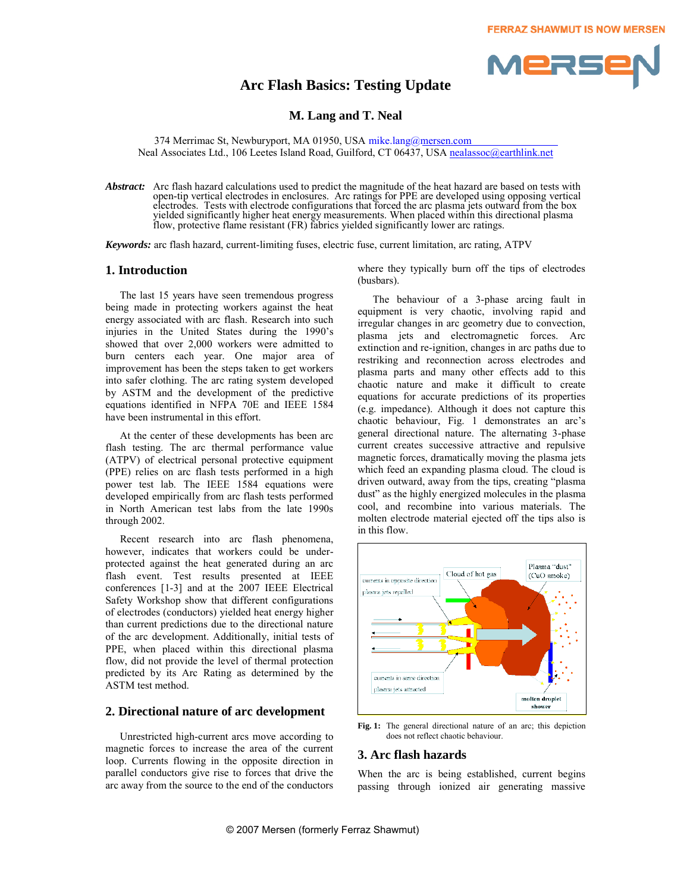FERRAZ SHAWMUT IS NOW MERSEN

# Arc Flash Basics: Testing Update

**M. Lang and T. Neal**

374 Merrimac St, Newburyport, MA 01950, USA mike.lang@mersen.com
Neal Associates Ltd., 106 Leetes Island Road, Guilford, CT 06437, USA nealassoc@earthlink.net

***Abstract:*** Arc flash hazard calculations used to predict the magnitude of the heat hazard are based on tests with open-tip vertical electrodes in enclosures. Arc ratings for PPE are developed using opposing vertical electrodes. Tests with electrode configurations that forced the arc plasma jets outward from the box yielded significantly higher heat energy measurements. When placed within this directional plasma flow, protective flame resistant (FR) fabrics yielded significantly lower arc ratings.

***Keywords:*** arc flash hazard, current-limiting fuses, electric fuse, current limitation, arc rating, ATPV

## 1. Introduction

The last 15 years have seen tremendous progress being made in protecting workers against the heat energy associated with arc flash. Research into such injuries in the United States during the 1990's showed that over 2,000 workers were admitted to burn centers each year. One major area of improvement has been the steps taken to get workers into safer clothing. The arc rating system developed by ASTM and the development of the predictive equations identified in NFPA 70E and IEEE 1584 have been instrumental in this effort.

At the center of these developments has been arc flash testing. The arc thermal performance value (ATPV) of electrical personal protective equipment (PPE) relies on arc flash tests performed in a high power test lab. The IEEE 1584 equations were developed empirically from arc flash tests performed in North American test labs from the late 1990s through 2002.

Recent research into arc flash phenomena, however, indicates that workers could be under-protected against the heat generated during an arc flash event. Test results presented at IEEE conferences [1-3] and at the 2007 IEEE Electrical Safety Workshop show that different configurations of electrodes (conductors) yielded heat energy higher than current predictions due to the directional nature of the arc development. Additionally, initial tests of PPE, when placed within this directional plasma flow, did not provide the level of thermal protection predicted by its Arc Rating as determined by the ASTM test method.

## 2. Directional nature of arc development

Unrestricted high-current arcs move according to magnetic forces to increase the area of the current loop. Currents flowing in the opposite direction in parallel conductors give rise to forces that drive the arc away from the source to the end of the conductors where they typically burn off the tips of electrodes (busbars).

The behaviour of a 3-phase arcing fault in equipment is very chaotic, involving rapid and irregular changes in arc geometry due to convection, plasma jets and electromagnetic forces. Arc extinction and re-ignition, changes in arc paths due to restriking and reconnection across electrodes and plasma parts and many other effects add to this chaotic nature and make it difficult to create equations for accurate predictions of its properties (e.g. impedance). Although it does not capture this chaotic behaviour, Fig. 1 demonstrates an arc's general directional nature. The alternating 3-phase current creates successive attractive and repulsive magnetic forces, dramatically moving the plasma jets which feed an expanding plasma cloud. The cloud is driven outward, away from the tips, creating "plasma dust" as the highly energized molecules in the plasma cool, and recombine into various materials. The molten electrode material ejected off the tips also is in this flow.

**Fig. 1:** The general directional nature of an arc; this depiction does not reflect chaotic behaviour.

## 3. Arc flash hazards

When the arc is being established, current begins passing through ionized air generating massive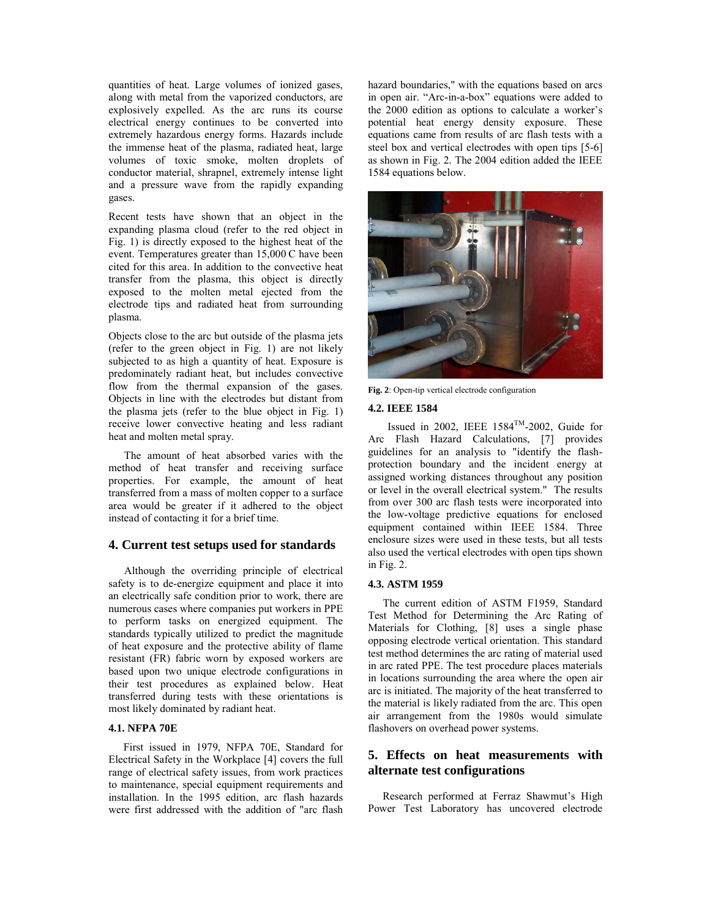quantities of heat. Large volumes of ionized gases, along with metal from the vaporized conductors, are explosively expelled. As the arc runs its course electrical energy continues to be converted into extremely hazardous energy forms. Hazards include the immense heat of the plasma, radiated heat, large volumes of toxic smoke, molten droplets of conductor material, shrapnel, extremely intense light and a pressure wave from the rapidly expanding gases.

Recent tests have shown that an object in the expanding plasma cloud (refer to the red object in Fig. 1) is directly exposed to the highest heat of the event. Temperatures greater than 15,000 C have been cited for this area. In addition to the convective heat transfer from the plasma, this object is directly exposed to the molten metal ejected from the electrode tips and radiated heat from surrounding plasma.

Objects close to the arc but outside of the plasma jets (refer to the green object in Fig. 1) are not likely subjected to as high a quantity of heat. Exposure is predominately radiant heat, but includes convective flow from the thermal expansion of the gases. Objects in line with the electrodes but distant from the plasma jets (refer to the blue object in Fig. 1) receive lower convective heating and less radiant heat and molten metal spray.

The amount of heat absorbed varies with the method of heat transfer and receiving surface properties. For example, the amount of heat transferred from a mass of molten copper to a surface area would be greater if it adhered to the object instead of contacting it for a brief time.

## 4. Current test setups used for standards

Although the overriding principle of electrical safety is to de-energize equipment and place it into an electrically safe condition prior to work, there are numerous cases where companies put workers in PPE to perform tasks on energized equipment. The standards typically utilized to predict the magnitude of heat exposure and the protective ability of flame resistant (FR) fabric worn by exposed workers are based upon two unique electrode configurations in their test procedures as explained below. Heat transferred during tests with these orientations is most likely dominated by radiant heat.

### 4.1. NFPA 70E

First issued in 1979, NFPA 70E, Standard for Electrical Safety in the Workplace [4] covers the full range of electrical safety issues, from work practices to maintenance, special equipment requirements and installation. In the 1995 edition, arc flash hazards were first addressed with the addition of "arc flash hazard boundaries," with the equations based on arcs in open air. "Arc-in-a-box" equations were added to the 2000 edition as options to calculate a worker's potential heat energy density exposure. These equations came from results of arc flash tests with a steel box and vertical electrodes with open tips [5-6] as shown in Fig. 2. The 2004 edition added the IEEE 1584 equations below.

**Fig. 2**: Open-tip vertical electrode configuration

### 4.2. IEEE 1584

Issued in 2002, IEEE 1584™-2002, Guide for Arc Flash Hazard Calculations, [7] provides guidelines for an analysis to "identify the flash-protection boundary and the incident energy at assigned working distances throughout any position or level in the overall electrical system." The results from over 300 arc flash tests were incorporated into the low-voltage predictive equations for enclosed equipment contained within IEEE 1584. Three enclosure sizes were used in these tests, but all tests also used the vertical electrodes with open tips shown in Fig. 2.

### 4.3. ASTM 1959

The current edition of ASTM F1959, Standard Test Method for Determining the Arc Rating of Materials for Clothing, [8] uses a single phase opposing electrode vertical orientation. This standard test method determines the arc rating of material used in arc rated PPE. The test procedure places materials in locations surrounding the area where the open air arc is initiated. The majority of the heat transferred to the material is likely radiated from the arc. This open air arrangement from the 1980s would simulate flashovers on overhead power systems.

## 5. Effects on heat measurements with alternate test configurations

Research performed at Ferraz Shawmut's High Power Test Laboratory has uncovered electrode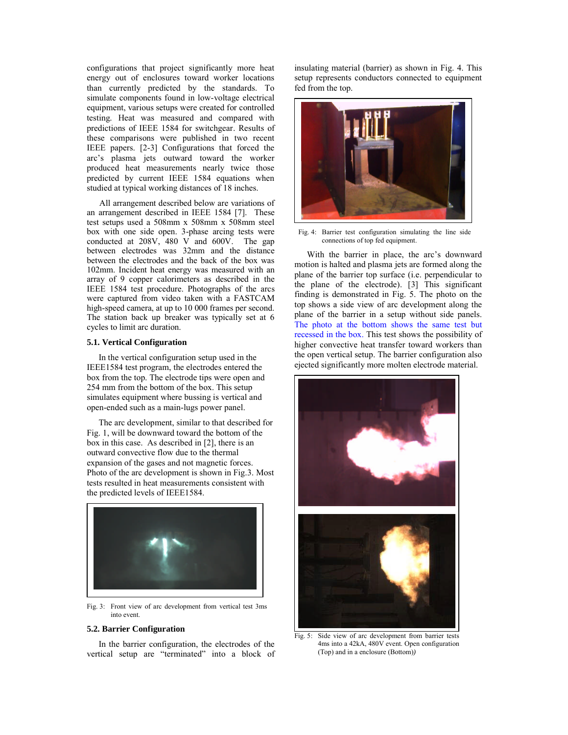configurations that project significantly more heat energy out of enclosures toward worker locations than currently predicted by the standards. To simulate components found in low-voltage electrical equipment, various setups were created for controlled testing. Heat was measured and compared with predictions of IEEE 1584 for switchgear. Results of these comparisons were published in two recent IEEE papers. [2-3] Configurations that forced the arc's plasma jets outward toward the worker produced heat measurements nearly twice those predicted by current IEEE 1584 equations when studied at typical working distances of 18 inches.

All arrangement described below are variations of an arrangement described in IEEE 1584 [7]. These test setups used a 508mm x 508mm x 508mm steel box with one side open. 3-phase arcing tests were conducted at 208V, 480 V and 600V. The gap between electrodes was 32mm and the distance between the electrodes and the back of the box was 102mm. Incident heat energy was measured with an array of 9 copper calorimeters as described in the IEEE 1584 test procedure. Photographs of the arcs were captured from video taken with a FASTCAM high-speed camera, at up to 10 000 frames per second. The station back up breaker was typically set at 6 cycles to limit arc duration.

### 5.1. Vertical Configuration

In the vertical configuration setup used in the IEEE1584 test program, the electrodes entered the box from the top. The electrode tips were open and 254 mm from the bottom of the box. This setup simulates equipment where bussing is vertical and open-ended such as a main-lugs power panel.

The arc development, similar to that described for Fig. 1, will be downward toward the bottom of the box in this case. As described in [2], there is an outward convective flow due to the thermal expansion of the gases and not magnetic forces. Photo of the arc development is shown in Fig.3. Most tests resulted in heat measurements consistent with the predicted levels of IEEE1584.

Fig. 3: Front view of arc development from vertical test 3ms into event.

### 5.2. Barrier Configuration

In the barrier configuration, the electrodes of the vertical setup are "terminated" into a block of insulating material (barrier) as shown in Fig. 4. This setup represents conductors connected to equipment fed from the top.

Fig. 4: Barrier test configuration simulating the line side connections of top fed equipment.

With the barrier in place, the arc's downward motion is halted and plasma jets are formed along the plane of the barrier top surface (i.e. perpendicular to the plane of the electrode). [3] This significant finding is demonstrated in Fig. 5. The photo on the top shows a side view of arc development along the plane of the barrier in a setup without side panels. The photo at the bottom shows the same test but recessed in the box. This test shows the possibility of higher convective heat transfer toward workers than the open vertical setup. The barrier configuration also ejected significantly more molten electrode material.

Fig. 5: Side view of arc development from barrier tests 4ms into a 42kA, 480V event. Open configuration (Top) and in a enclosure (Bottom))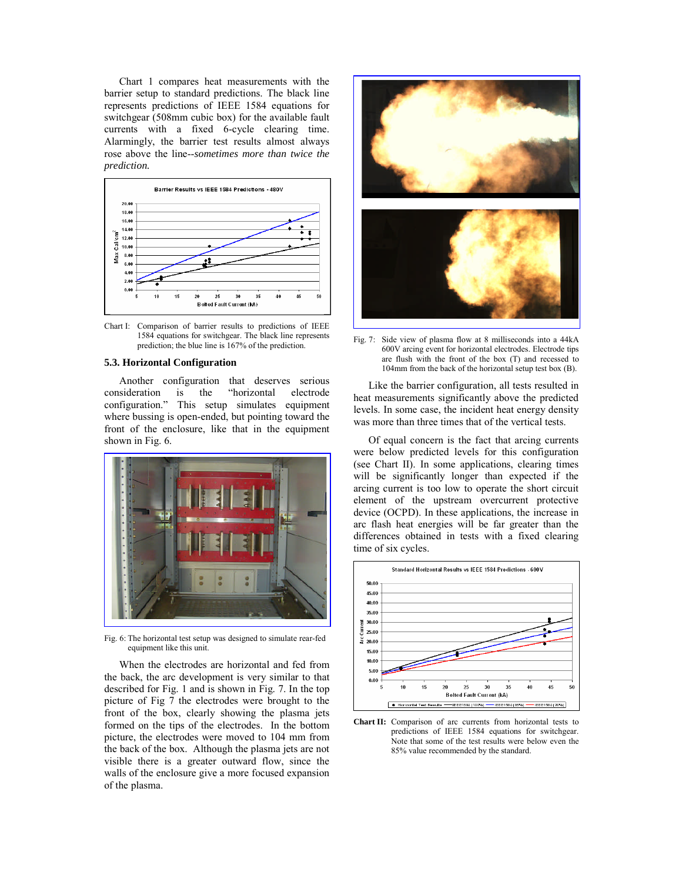Chart 1 compares heat measurements with the barrier setup to standard predictions. The black line represents predictions of IEEE 1584 equations for switchgear (508mm cubic box) for the available fault currents with a fixed 6-cycle clearing time. Alarmingly, the barrier test results almost always rose above the line--*sometimes more than twice the prediction.*

Chart I: Comparison of barrier results to predictions of IEEE 1584 equations for switchgear. The black line represents prediction; the blue line is 167% of the prediction.

### 5.3. Horizontal Configuration

Another configuration that deserves serious consideration is the "horizontal electrode configuration." This setup simulates equipment where bussing is open-ended, but pointing toward the front of the enclosure, like that in the equipment shown in Fig. 6.

Fig. 6: The horizontal test setup was designed to simulate rear-fed equipment like this unit.

When the electrodes are horizontal and fed from the back, the arc development is very similar to that described for Fig. 1 and is shown in Fig. 7. In the top picture of Fig 7 the electrodes were brought to the front of the box, clearly showing the plasma jets formed on the tips of the electrodes. In the bottom picture, the electrodes were moved to 104 mm from the back of the box. Although the plasma jets are not visible there is a greater outward flow, since the walls of the enclosure give a more focused expansion of the plasma.

Fig. 7: Side view of plasma flow at 8 milliseconds into a 44kA 600V arcing event for horizontal electrodes. Electrode tips are flush with the front of the box (T) and recessed to 104mm from the back of the horizontal setup test box (B).

Like the barrier configuration, all tests resulted in heat measurements significantly above the predicted levels. In some case, the incident heat energy density was more than three times that of the vertical tests.

Of equal concern is the fact that arcing currents were below predicted levels for this configuration (see Chart II). In some applications, clearing times will be significantly longer than expected if the arcing current is too low to operate the short circuit element of the upstream overcurrent protective device (OCPD). In these applications, the increase in arc flash heat energies will be far greater than the differences obtained in tests with a fixed clearing time of six cycles.

**Chart II:** Comparison of arc currents from horizontal tests to predictions of IEEE 1584 equations for switchgear. Note that some of the test results were below even the 85% value recommended by the standard.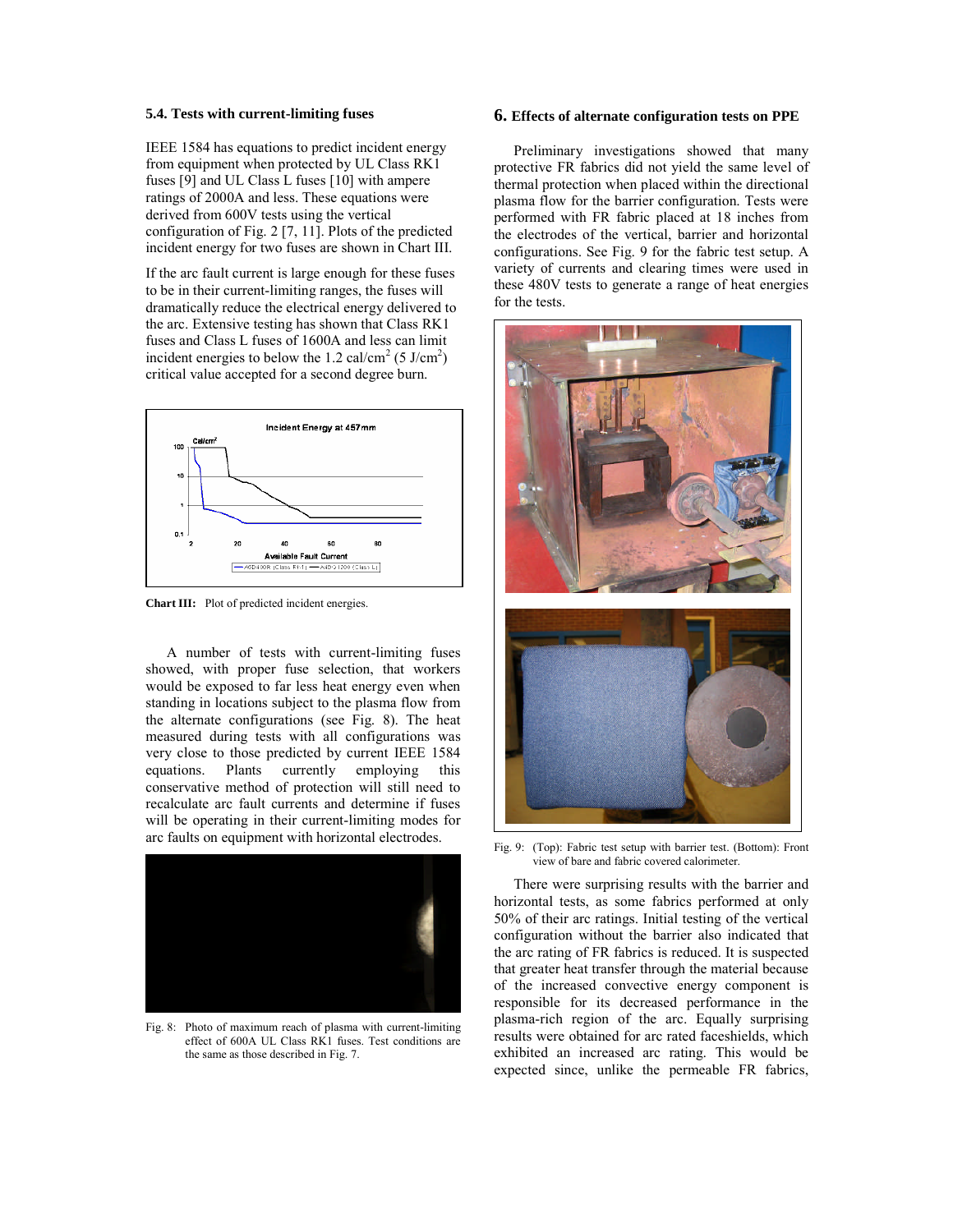### 5.4. Tests with current-limiting fuses

IEEE 1584 has equations to predict incident energy from equipment when protected by UL Class RK1 fuses [9] and UL Class L fuses [10] with ampere ratings of 2000A and less. These equations were derived from 600V tests using the vertical configuration of Fig. 2 [7, 11]. Plots of the predicted incident energy for two fuses are shown in Chart III.

If the arc fault current is large enough for these fuses to be in their current-limiting ranges, the fuses will dramatically reduce the electrical energy delivered to the arc. Extensive testing has shown that Class RK1 fuses and Class L fuses of 1600A and less can limit incident energies to below the 1.2 cal/cm$^2$ (5 J/cm$^2$) critical value accepted for a second degree burn.

**Chart III:** Plot of predicted incident energies.

A number of tests with current-limiting fuses showed, with proper fuse selection, that workers would be exposed to far less heat energy even when standing in locations subject to the plasma flow from the alternate configurations (see Fig. 8). The heat measured during tests with all configurations was very close to those predicted by current IEEE 1584 equations. Plants currently employing this conservative method of protection will still need to recalculate arc fault currents and determine if fuses will be operating in their current-limiting modes for arc faults on equipment with horizontal electrodes.

Fig. 8: Photo of maximum reach of plasma with current-limiting effect of 600A UL Class RK1 fuses. Test conditions are the same as those described in Fig. 7.

## 6. Effects of alternate configuration tests on PPE

Preliminary investigations showed that many protective FR fabrics did not yield the same level of thermal protection when placed within the directional plasma flow for the barrier configuration. Tests were performed with FR fabric placed at 18 inches from the electrodes of the vertical, barrier and horizontal configurations. See Fig. 9 for the fabric test setup. A variety of currents and clearing times were used in these 480V tests to generate a range of heat energies for the tests.

Fig. 9: (Top): Fabric test setup with barrier test. (Bottom): Front view of bare and fabric covered calorimeter.

There were surprising results with the barrier and horizontal tests, as some fabrics performed at only 50% of their arc ratings. Initial testing of the vertical configuration without the barrier also indicated that the arc rating of FR fabrics is reduced. It is suspected that greater heat transfer through the material because of the increased convective energy component is responsible for its decreased performance in the plasma-rich region of the arc. Equally surprising results were obtained for arc rated faceshields, which exhibited an increased arc rating. This would be expected since, unlike the permeable FR fabrics,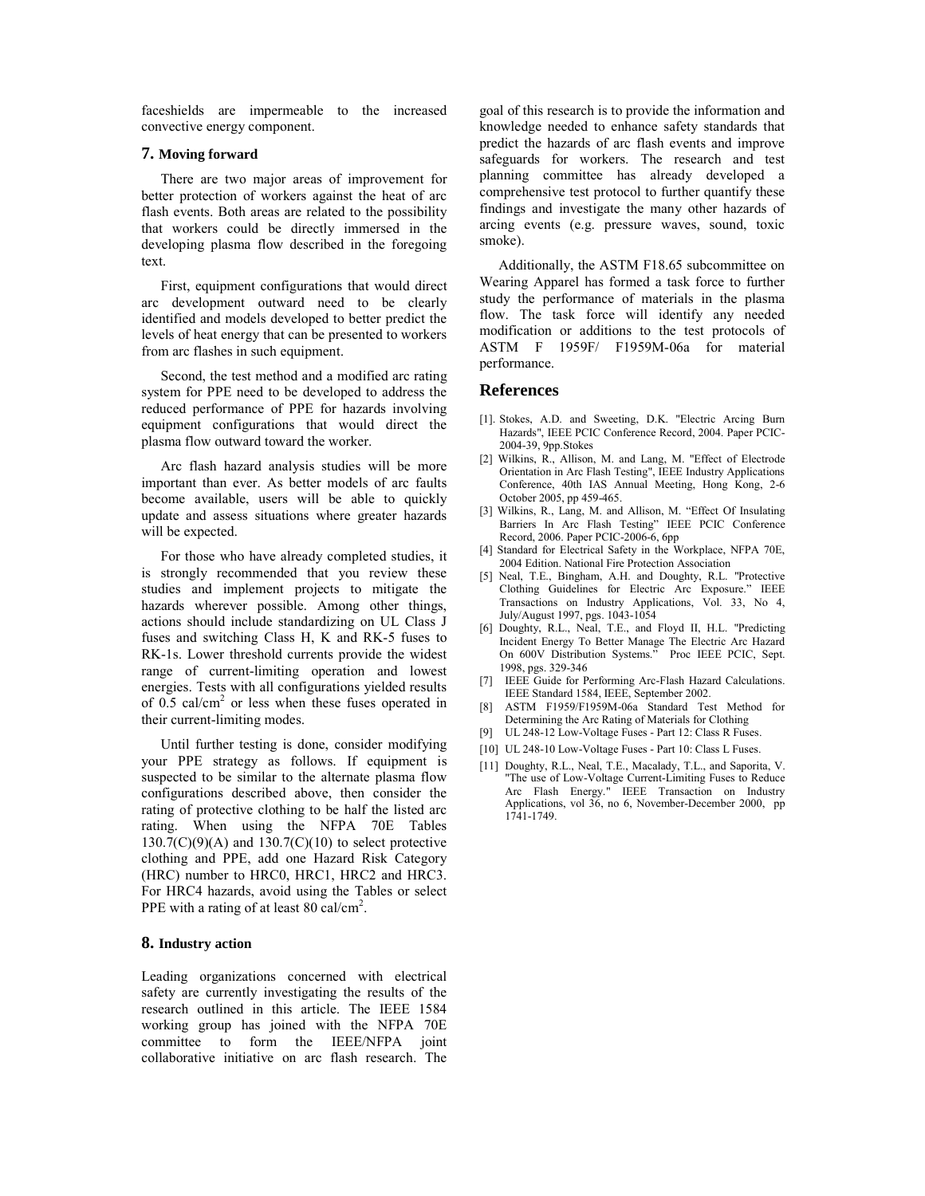faceshields are impermeable to the increased convective energy component.

## 7. Moving forward

There are two major areas of improvement for better protection of workers against the heat of arc flash events. Both areas are related to the possibility that workers could be directly immersed in the developing plasma flow described in the foregoing text.

First, equipment configurations that would direct arc development outward need to be clearly identified and models developed to better predict the levels of heat energy that can be presented to workers from arc flashes in such equipment.

Second, the test method and a modified arc rating system for PPE need to be developed to address the reduced performance of PPE for hazards involving equipment configurations that would direct the plasma flow outward toward the worker.

Arc flash hazard analysis studies will be more important than ever. As better models of arc faults become available, users will be able to quickly update and assess situations where greater hazards will be expected.

For those who have already completed studies, it is strongly recommended that you review these studies and implement projects to mitigate the hazards wherever possible. Among other things, actions should include standardizing on UL Class J fuses and switching Class H, K and RK-5 fuses to RK-1s. Lower threshold currents provide the widest range of current-limiting operation and lowest energies. Tests with all configurations yielded results of 0.5 cal/cm$^2$ or less when these fuses operated in their current-limiting modes.

Until further testing is done, consider modifying your PPE strategy as follows. If equipment is suspected to be similar to the alternate plasma flow configurations described above, then consider the rating of protective clothing to be half the listed arc rating. When using the NFPA 70E Tables 130.7(C)(9)(A) and 130.7(C)(10) to select protective clothing and PPE, add one Hazard Risk Category (HRC) number to HRC0, HRC1, HRC2 and HRC3. For HRC4 hazards, avoid using the Tables or select PPE with a rating of at least 80 cal/cm$^2$.

## 8. Industry action

Leading organizations concerned with electrical safety are currently investigating the results of the research outlined in this article. The IEEE 1584 working group has joined with the NFPA 70E committee to form the IEEE/NFPA joint collaborative initiative on arc flash research. The goal of this research is to provide the information and knowledge needed to enhance safety standards that predict the hazards of arc flash events and improve safeguards for workers. The research and test planning committee has already developed a comprehensive test protocol to further quantify these findings and investigate the many other hazards of arcing events (e.g. pressure waves, sound, toxic smoke).

Additionally, the ASTM F18.65 subcommittee on Wearing Apparel has formed a task force to further study the performance of materials in the plasma flow. The task force will identify any needed modification or additions to the test protocols of ASTM F 1959F/ F1959M-06a for material performance.

## References

[1]. Stokes, A.D. and Sweeting, D.K. "Electric Arcing Burn Hazards", IEEE PCIC Conference Record, 2004. Paper PCIC-2004-39, 9pp.Stokes

[2] Wilkins, R., Allison, M. and Lang, M. "Effect of Electrode Orientation in Arc Flash Testing", IEEE Industry Applications Conference, 40th IAS Annual Meeting, Hong Kong, 2-6 October 2005, pp 459-465.

[3] Wilkins, R., Lang, M. and Allison, M. "Effect Of Insulating Barriers In Arc Flash Testing" IEEE PCIC Conference Record, 2006. Paper PCIC-2006-6, 6pp

[4] Standard for Electrical Safety in the Workplace, NFPA 70E, 2004 Edition. National Fire Protection Association

[5] Neal, T.E., Bingham, A.H. and Doughty, R.L. "Protective Clothing Guidelines for Electric Arc Exposure." IEEE Transactions on Industry Applications, Vol. 33, No 4, July/August 1997, pgs. 1043-1054

[6] Doughty, R.L., Neal, T.E., and Floyd II, H.L. "Predicting Incident Energy To Better Manage The Electric Arc Hazard On 600V Distribution Systems." Proc IEEE PCIC, Sept. 1998, pgs. 329-346

[7] IEEE Guide for Performing Arc-Flash Hazard Calculations. IEEE Standard 1584, IEEE, September 2002.

[8] ASTM F1959/F1959M-06a Standard Test Method for Determining the Arc Rating of Materials for Clothing

[9] UL 248-12 Low-Voltage Fuses - Part 12: Class R Fuses.

[10] UL 248-10 Low-Voltage Fuses - Part 10: Class L Fuses.

[11] Doughty, R.L., Neal, T.E., Macalady, T.L., and Saporita, V. "The use of Low-Voltage Current-Limiting Fuses to Reduce Arc Flash Energy." IEEE Transaction on Industry Applications, vol 36, no 6, November-December 2000, pp 1741-1749.